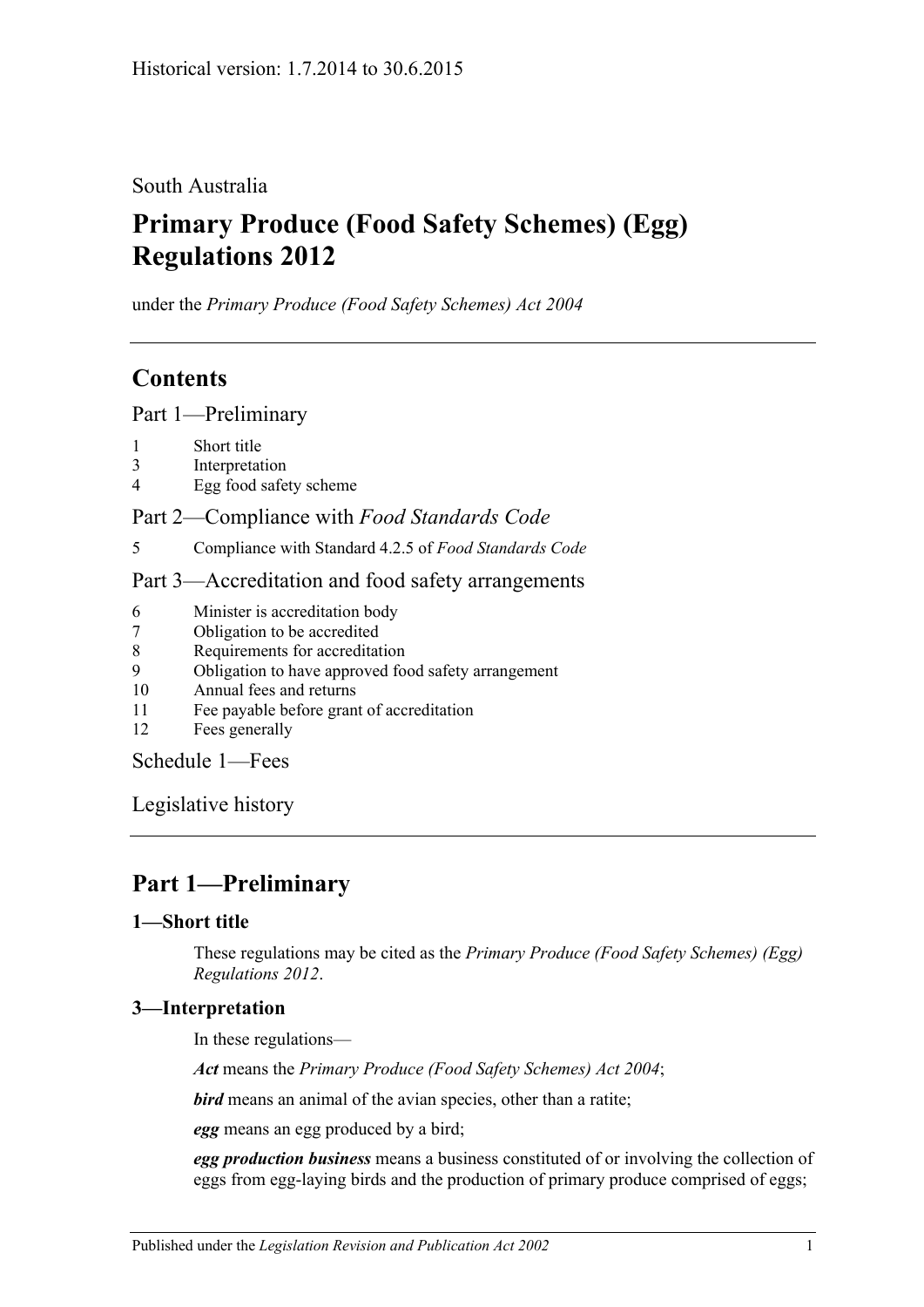Historical version: 1.7.2014 to 30.6.2015

South Australia

# Primary Produce (Food Safety Schemes) (Egg) Regulations 2012

under the *Primary Produce (Food Safety Schemes) Act 2004*

## Contents

Part 1—Preliminary

1 Short title
3 Interpretation
4 Egg food safety scheme

Part 2—Compliance with *Food Standards Code*

5 Compliance with Standard 4.2.5 of *Food Standards Code*

Part 3—Accreditation and food safety arrangements

6 Minister is accreditation body
7 Obligation to be accredited
8 Requirements for accreditation
9 Obligation to have approved food safety arrangement
10 Annual fees and returns
11 Fee payable before grant of accreditation
12 Fees generally

Schedule 1—Fees

Legislative history

## Part 1—Preliminary

### 1—Short title

These regulations may be cited as the *Primary Produce (Food Safety Schemes) (Egg) Regulations 2012*.

### 3—Interpretation

In these regulations—

***Act*** means the *Primary Produce (Food Safety Schemes) Act 2004*;

***bird*** means an animal of the avian species, other than a ratite;

***egg*** means an egg produced by a bird;

***egg production business*** means a business constituted of or involving the collection of eggs from egg-laying birds and the production of primary produce comprised of eggs;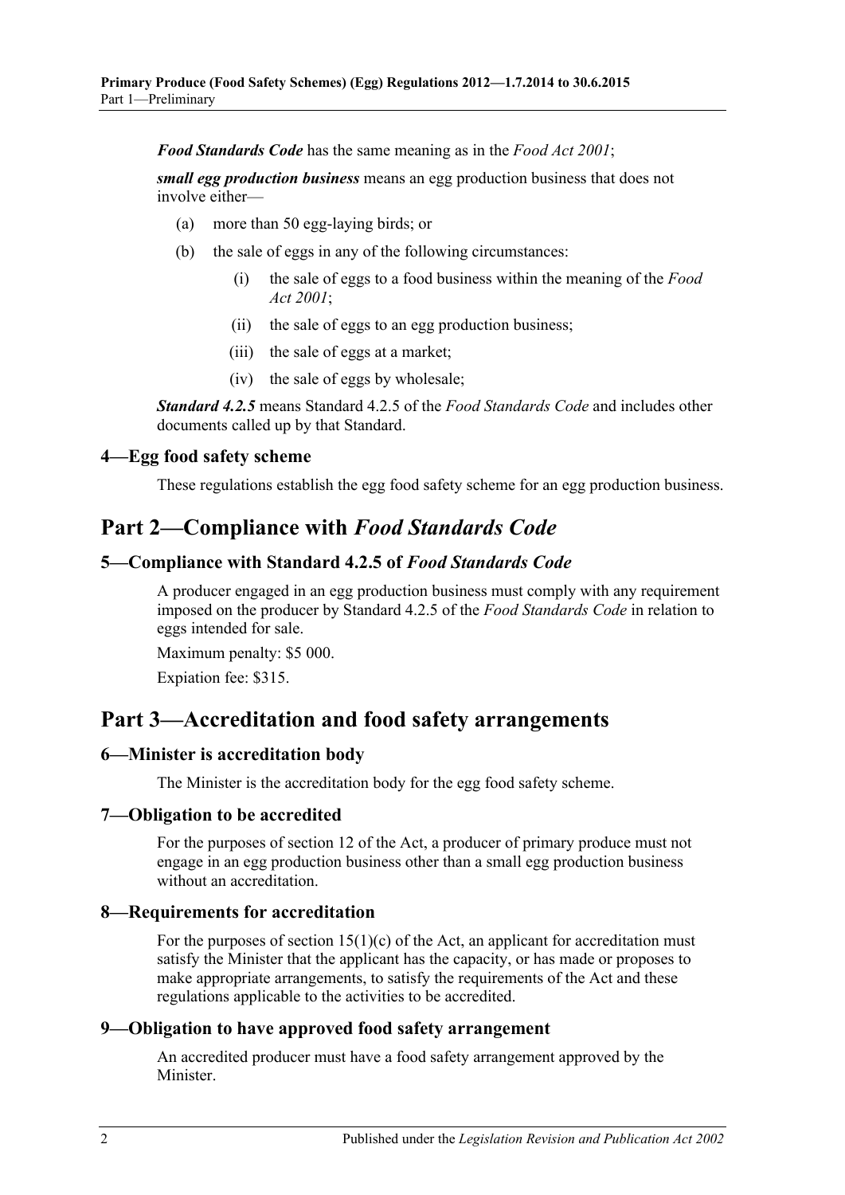***Food Standards Code*** has the same meaning as in the *Food Act 2001*;

***small egg production business*** means an egg production business that does not involve either—

(a) more than 50 egg-laying birds; or

(b) the sale of eggs in any of the following circumstances:

  (i) the sale of eggs to a food business within the meaning of the *Food Act 2001*;

  (ii) the sale of eggs to an egg production business;

  (iii) the sale of eggs at a market;

  (iv) the sale of eggs by wholesale;

***Standard 4.2.5*** means Standard 4.2.5 of the *Food Standards Code* and includes other documents called up by that Standard.

### 4—Egg food safety scheme

These regulations establish the egg food safety scheme for an egg production business.

## Part 2—Compliance with *Food Standards Code*

### 5—Compliance with Standard 4.2.5 of *Food Standards Code*

A producer engaged in an egg production business must comply with any requirement imposed on the producer by Standard 4.2.5 of the *Food Standards Code* in relation to eggs intended for sale.

Maximum penalty: $5 000.

Expiation fee: $315.

## Part 3—Accreditation and food safety arrangements

### 6—Minister is accreditation body

The Minister is the accreditation body for the egg food safety scheme.

### 7—Obligation to be accredited

For the purposes of section 12 of the Act, a producer of primary produce must not engage in an egg production business other than a small egg production business without an accreditation.

### 8—Requirements for accreditation

For the purposes of section 15(1)(c) of the Act, an applicant for accreditation must satisfy the Minister that the applicant has the capacity, or has made or proposes to make appropriate arrangements, to satisfy the requirements of the Act and these regulations applicable to the activities to be accredited.

### 9—Obligation to have approved food safety arrangement

An accredited producer must have a food safety arrangement approved by the Minister.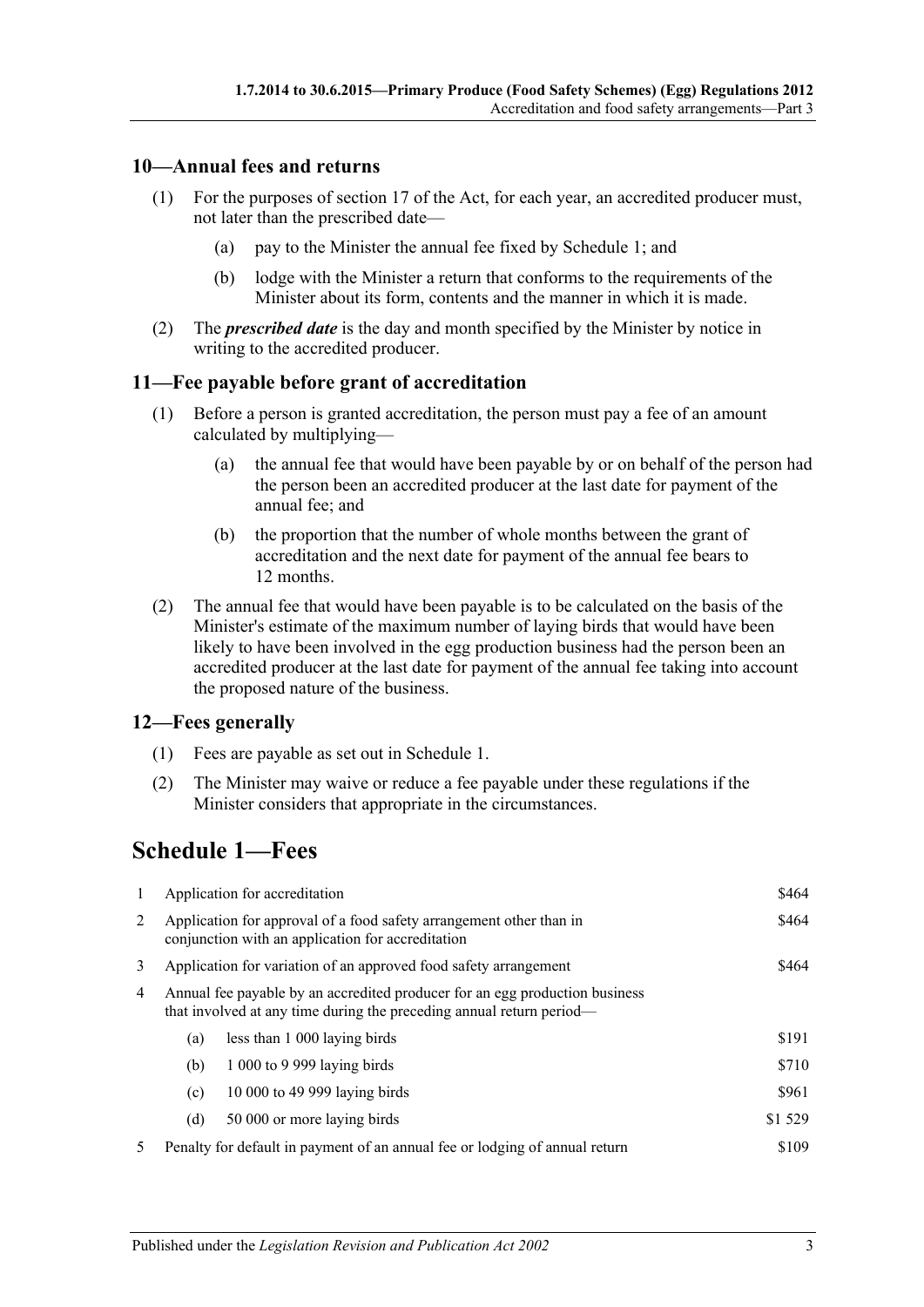## 10—Annual fees and returns

(1) For the purposes of section 17 of the Act, for each year, an accredited producer must, not later than the prescribed date—

(a) pay to the Minister the annual fee fixed by Schedule 1; and

(b) lodge with the Minister a return that conforms to the requirements of the Minister about its form, contents and the manner in which it is made.

(2) The ***prescribed date*** is the day and month specified by the Minister by notice in writing to the accredited producer.

## 11—Fee payable before grant of accreditation

(1) Before a person is granted accreditation, the person must pay a fee of an amount calculated by multiplying—

(a) the annual fee that would have been payable by or on behalf of the person had the person been an accredited producer at the last date for payment of the annual fee; and

(b) the proportion that the number of whole months between the grant of accreditation and the next date for payment of the annual fee bears to 12 months.

(2) The annual fee that would have been payable is to be calculated on the basis of the Minister's estimate of the maximum number of laying birds that would have been likely to have been involved in the egg production business had the person been an accredited producer at the last date for payment of the annual fee taking into account the proposed nature of the business.

## 12—Fees generally

(1) Fees are payable as set out in Schedule 1.

(2) The Minister may waive or reduce a fee payable under these regulations if the Minister considers that appropriate in the circumstances.

# Schedule 1—Fees

| | | |
|---|---|---|
| 1 | Application for accreditation | \$464 |
| 2 | Application for approval of a food safety arrangement other than in conjunction with an application for accreditation | \$464 |
| 3 | Application for variation of an approved food safety arrangement | \$464 |
| 4 | Annual fee payable by an accredited producer for an egg production business that involved at any time during the preceding annual return period— | |
| | (a) less than 1 000 laying birds | \$191 |
| | (b) 1 000 to 9 999 laying birds | \$710 |
| | (c) 10 000 to 49 999 laying birds | \$961 |
| | (d) 50 000 or more laying birds | \$1 529 |
| 5 | Penalty for default in payment of an annual fee or lodging of annual return | \$109 |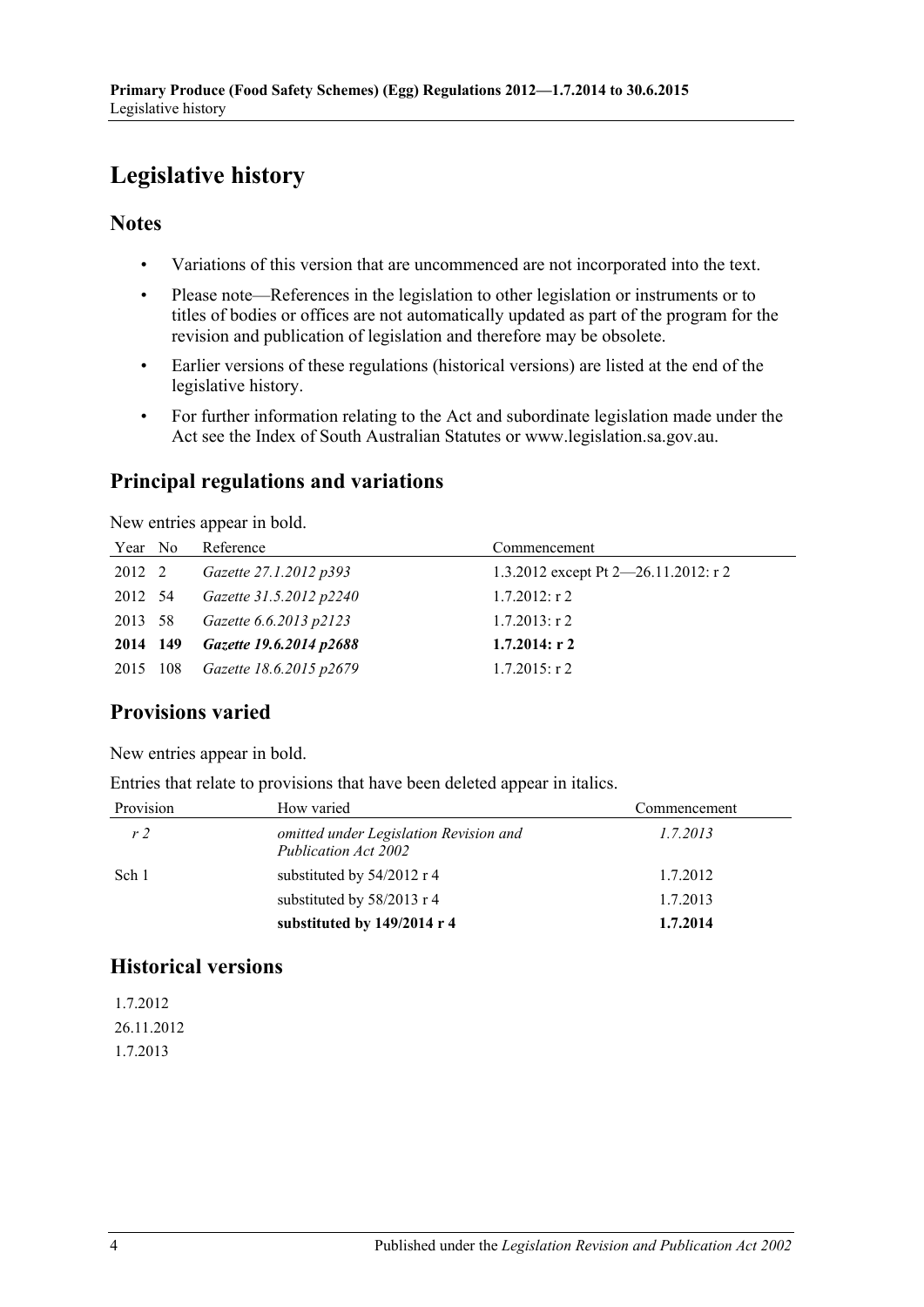# Legislative history

## Notes

- Variations of this version that are uncommenced are not incorporated into the text.
- Please note—References in the legislation to other legislation or instruments or to titles of bodies or offices are not automatically updated as part of the program for the revision and publication of legislation and therefore may be obsolete.
- Earlier versions of these regulations (historical versions) are listed at the end of the legislative history.
- For further information relating to the Act and subordinate legislation made under the Act see the Index of South Australian Statutes or www.legislation.sa.gov.au.

## Principal regulations and variations

New entries appear in bold.

| Year | No | Reference | Commencement |
|---|---|---|---|
| 2012 | 2 | *Gazette 27.1.2012 p393* | 1.3.2012 except Pt 2—26.11.2012: r 2 |
| 2012 | 54 | *Gazette 31.5.2012 p2240* | 1.7.2012: r 2 |
| 2013 | 58 | *Gazette 6.6.2013 p2123* | 1.7.2013: r 2 |
| **2014** | **149** | ***Gazette 19.6.2014 p2688*** | **1.7.2014: r 2** |
| 2015 | 108 | *Gazette 18.6.2015 p2679* | 1.7.2015: r 2 |

## Provisions varied

New entries appear in bold.

Entries that relate to provisions that have been deleted appear in italics.

| Provision | How varied | Commencement |
|---|---|---|
| *r 2* | *omitted under Legislation Revision and Publication Act 2002* | *1.7.2013* |
| Sch 1 | substituted by 54/2012 r 4 | 1.7.2012 |
| | substituted by 58/2013 r 4 | 1.7.2013 |
| | **substituted by 149/2014 r 4** | **1.7.2014** |

## Historical versions

1.7.2012

26.11.2012

1.7.2013